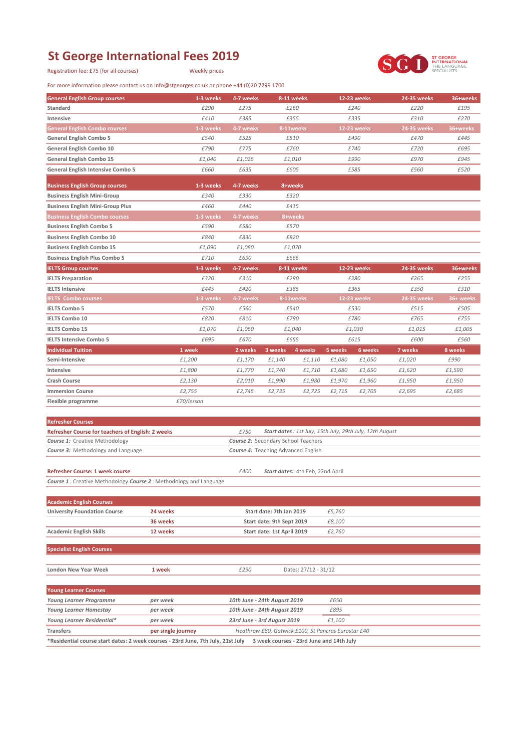# St George International Fees 2019

Registration fee: £75 (for all courses) Weekly prices

For more information please contact us on Info@stgeorges.co.uk or phone +44 (0)20 7299 1700

| General English Group courses | 1-3 weeks | 4-7 weeks | 8-11 weeks | 12-23 weeks | 24-35 weeks | 36+weeks |
|---|---|---|---|---|---|---|
| Standard | £290 | £275 | £260 | £240 | £220 | £195 |
| Intensive | £410 | £385 | £355 | £335 | £310 | £270 |
| **General English Combo courses** | **1-3 weeks** | **4-7 weeks** | **8-11weeks** | **12-23 weeks** | **24-35 weeks** | **36+weeks** |
| General English Combo 5 | £540 | £525 | £510 | £490 | £470 | £445 |
| General English Combo 10 | £790 | £775 | £760 | £740 | £720 | £695 |
| General English Combo 15 | £1,040 | £1,025 | £1,010 | £990 | £970 | £945 |
| General English Intensive Combo 5 | £660 | £635 | £605 | £585 | £560 | £520 |

| Business English Group courses | 1-3 weeks | 4-7 weeks | 8+weeks |
|---|---|---|---|
| Business English Mini-Group | £340 | £330 | £320 |
| Business English Mini-Group Plus | £460 | £440 | £415 |
| **Business English Combo courses** | **1-3 weeks** | **4-7 weeks** | **8+weeks** |
| Business English Combo 5 | £590 | £580 | £570 |
| Business English Combo 10 | £840 | £830 | £820 |
| Business English Combo 15 | £1,090 | £1,080 | £1,070 |
| Business English Plus Combo 5 | £710 | £690 | £665 |

| IELTS Group courses | 1-3 weeks | 4-7 weeks | 8-11 weeks | 12-23 weeks | 24-35 weeks | 36+weeks |
|---|---|---|---|---|---|---|
| IELTS Preparation | £320 | £310 | £290 | £280 | £265 | £255 |
| IELTS Intensive | £445 | £420 | £385 | £365 | £350 | £310 |
| **IELTS Combo courses** | **1-3 weeks** | **4-7 weeks** | **8-11weeks** | **12-23 weeks** | **24-35 weeks** | **36+ weeks** |
| IELTS Combo 5 | £570 | £560 | £540 | £530 | £515 | £505 |
| IELTS Combo 10 | £820 | £810 | £790 | £780 | £765 | £755 |
| IELTS Combo 15 | £1,070 | £1,060 | £1,040 | £1,030 | £1,015 | £1,005 |
| IELTS Intensive Combo 5 | £695 | £670 | £655 | £615 | £600 | £560 |

| Individual Tuition | 1 week | 2 weeks | 3 weeks | 4 weeks | 5 weeks | 6 weeks | 7 weeks | 8 weeks |
|---|---|---|---|---|---|---|---|---|
| Semi-Intensive | £1,200 | £1,170 | £1,140 | £1,110 | £1,080 | £1,050 | £1,020 | £990 |
| Intensive | £1,800 | £1,770 | £1,740 | £1,710 | £1,680 | £1,650 | £1,620 | £1,590 |
| Crash Course | £2,130 | £2,010 | £1,990 | £1,980 | £1,970 | £1,960 | £1,950 | £1,950 |
| Immersion Course | £2,755 | £2,745 | £2,735 | £2,725 | £2,715 | £2,705 | £2,695 | £2,685 |
| Flexible programme | £70/lesson | | | | | | | |

## Refresher Courses

**Refresher Course for teachers of English: 2 weeks** — £750 — ***Start dates*** *: 1st July, 15th July, 29th July, 12th August*

***Course 1:*** Creative Methodology
***Course 2:*** Secondary School Teachers
***Course 3:*** Methodology and Language
***Course 4:*** Teaching Advanced English

**Refresher Course: 1 week course** — £400 — ***Start dates:*** 4th Feb, 22nd April

***Course 1*** : Creative Methodology ***Course 2*** : Methodology and Language

## Academic English Courses

| Course | Duration | Start date | Price |
|---|---|---|---|
| University Foundation Course | 24 weeks | Start date: 7th Jan 2019 | £5,760 |
| | 36 weeks | Start date: 9th Sept 2019 | £8,100 |
| Academic English Skills | 12 weeks | Start date: 1st April 2019 | £2,760 |

## Specialist English Courses

| Course | Duration | Price | Dates |
|---|---|---|---|
| London New Year Week | 1 week | £290 | Dates: 27/12 - 31/12 |

## Young Learner Courses

| Course | | Dates | Price |
|---|---|---|---|
| *Young Learner Programme* | *per week* | *10th June - 24th August 2019* | £650 |
| *Young Learner Homestay* | *per week* | *10th June - 24th August 2019* | £895 |
| *Young Learner Residential** | *per week* | *23rd June - 3rd August 2019* | £1,100 |
| Transfers | per single journey | *Heathrow £80, Gatwick £100, St Pancras Eurostar £40* | |

*Residential course start dates: 2 week courses - 23rd June, 7th July, 21st July 3 week courses - 23rd June and 14th July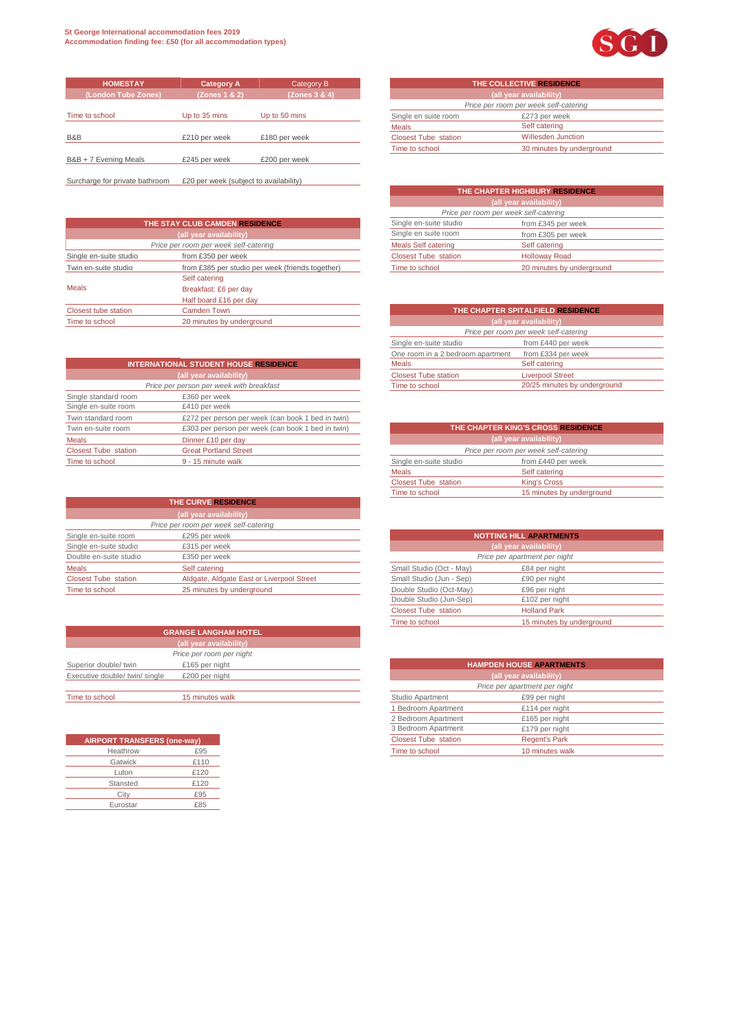**St George International accommodation fees 2019**
**Accommodation finding fee: £50 (for all accommodation types)**

| HOMESTAY (London Tube Zones) | Category A (Zones 1 & 2) | Category B (Zones 3 & 4) |
|---|---|---|
| Time to school | Up to 35 mins | Up to 50 mins |
| B&B | £210 per week | £180 per week |
| B&B + 7 Evening Meals | £245 per week | £200 per week |
| Surcharge for private bathroom | £20 per week (subject to availability) | |

| THE STAY CLUB CAMDEN RESIDENCE (all year availability) | |
|---|---|
| *Price per room per week self-catering* | |
| Single en-suite studio | from £350 per week |
| Twin en-suite studio | from £385 per studio per week (friends together) |
| Meals | Self catering<br>Breakfast: £6 per day<br>Half board £16 per day |
| Closest tube station | Camden Town |
| Time to school | 20 minutes by underground |

| INTERNATIONAL STUDENT HOUSE RESIDENCE (all year availability) | |
|---|---|
| *Price per person per week with breakfast* | |
| Single standard room | £360 per week |
| Single en-suite room | £410 per week |
| Twin standard room | £272 per person per week (can book 1 bed in twin) |
| Twin en-suite room | £303 per person per week (can book 1 bed in twin) |
| Meals | Dinner £10 per day |
| Closest Tube station | Great Portland Street |
| Time to school | 9 - 15 minute walk |

| THE CURVE RESIDENCE (all year availability) | |
|---|---|
| *Price per room per week self-catering* | |
| Single en-suite room | £295 per week |
| Single en-suite studio | £315 per week |
| Double en-suite studio | £350 per week |
| Meals | Self catering |
| Closest Tube station | Aldgate, Aldgate East or Liverpool Street |
| Time to school | 25 minutes by underground |

| GRANGE LANGHAM HOTEL (all year availability) | |
|---|---|
| *Price per room per night* | |
| Superior double/ twin | £165 per night |
| Executive double/ twin/ single | £200 per night |
| Time to school | 15 minutes walk |

| AIRPORT TRANSFERS (one-way) | |
|---|---|
| Heathrow | £95 |
| Gatwick | £110 |
| Luton | £120 |
| Stansted | £120 |
| City | £95 |
| Eurostar | £85 |

| THE COLLECTIVE RESIDENCE (all year availability) | |
|---|---|
| *Price per room per week self-catering* | |
| Single en suite room | £273 per week |
| Meals | Self catering |
| Closest Tube station | Willesden Junction |
| Time to school | 30 minutes by underground |

| THE CHAPTER HIGHBURY RESIDENCE (all year availability) | |
|---|---|
| *Price per room per week self-catering* | |
| Single en-suite studio | from £345 per week |
| Single en suite room | from £305 per week |
| Meals Self catering | Self catering |
| Closest Tube station | Holloway Road |
| Time to school | 20 minutes by underground |

| THE CHAPTER SPITALFIELD RESIDENCE (all year availability) | |
|---|---|
| *Price per room per week self-catering* | |
| Single en-suite studio | from £440 per week |
| One room in a 2 bedroom apartment | from £334 per week |
| Meals | Self catering |
| Closest Tube station | Liverpool Street |
| Time to school | 20/25 minutes by underground |

| THE CHAPTER KING'S CROSS RESIDENCE (all year availability) | |
|---|---|
| *Price per room per week self-catering* | |
| Single en-suite studio | from £440 per week |
| Meals | Self catering |
| Closest Tube station | King's Cross |
| Time to school | 15 minutes by underground |

| NOTTING HILL APARTMENTS (all year availability) | |
|---|---|
| *Price per apartment per night* | |
| Small Studio (Oct - May) | £84 per night |
| Small Studio (Jun - Sep) | £90 per night |
| Double Studio (Oct-May) | £96 per night |
| Double Studio (Jun-Sep) | £102 per night |
| Closest Tube station | Holland Park |
| Time to school | 15 minutes by underground |

| HAMPDEN HOUSE APARTMENTS (all year availability) | |
|---|---|
| *Price per apartment per night* | |
| Studio Apartment | £99 per night |
| 1 Bedroom Apartment | £114 per night |
| 2 Bedroom Apartment | £165 per night |
| 3 Bedroom Apartment | £179 per night |
| Closest Tube station | Regent's Park |
| Time to school | 10 minutes walk |